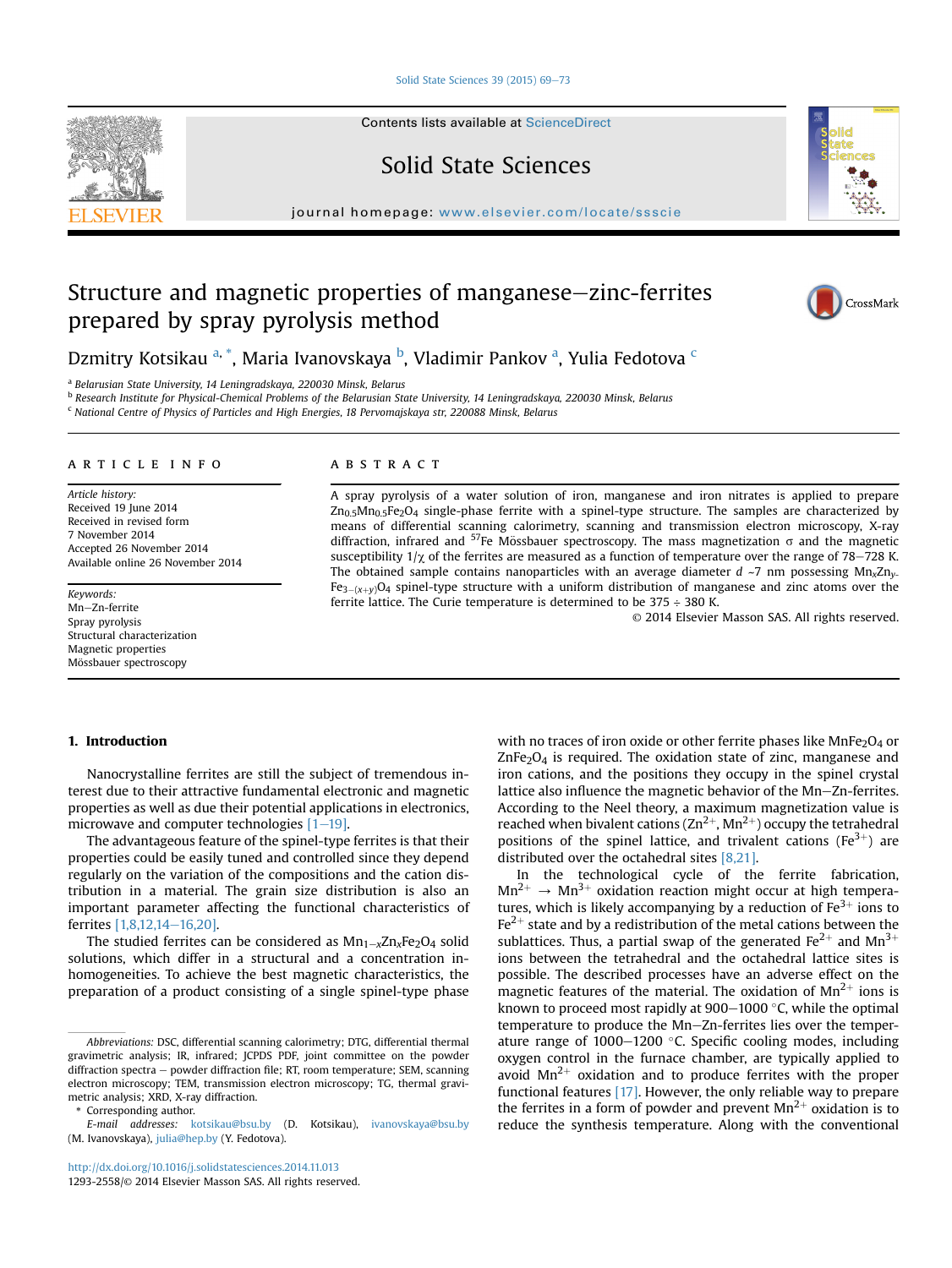# Structure and magnetic properties of manganese–zinc-ferrites prepared by spray pyrolysis method

Dzmitry Kotsikau [a,*], Maria Ivanovskaya [b], Vladimir Pankov [a], Yulia Fedotova [c]

[a] Belarusian State University, 14 Leningradskaya, 220030 Minsk, Belarus
[b] Research Institute for Physical-Chemical Problems of the Belarusian State University, 14 Leningradskaya, 220030 Minsk, Belarus
[c] National Centre of Physics of Particles and High Energies, 18 Pervomajskaya str, 220088 Minsk, Belarus

## ARTICLE INFO

*Article history:*
Received 19 June 2014
Received in revised form
7 November 2014
Accepted 26 November 2014
Available online 26 November 2014

*Keywords:*
Mn–Zn-ferrite
Spray pyrolysis
Structural characterization
Magnetic properties
Mössbauer spectroscopy

## ABSTRACT

A spray pyrolysis of a water solution of iron, manganese and iron nitrates is applied to prepare $Zn_{0.5}Mn_{0.5}Fe_2O_4$ single-phase ferrite with a spinel-type structure. The samples are characterized by means of differential scanning calorimetry, scanning and transmission electron microscopy, X-ray diffraction, infrared and $^{57}$Fe Mössbauer spectroscopy. The mass magnetization σ and the magnetic susceptibility $1/\chi$ of the ferrites are measured as a function of temperature over the range of 78–728 K. The obtained sample contains nanoparticles with an average diameter $d$ ~7 nm possessing $Mn_xZn_yFe_{3-(x+y)}O_4$ spinel-type structure with a uniform distribution of manganese and zinc atoms over the ferrite lattice. The Curie temperature is determined to be 375 ÷ 380 K.

© 2014 Elsevier Masson SAS. All rights reserved.

## 1. Introduction

Nanocrystalline ferrites are still the subject of tremendous interest due to their attractive fundamental electronic and magnetic properties as well as due their potential applications in electronics, microwave and computer technologies [1–19].

The advantageous feature of the spinel-type ferrites is that their properties could be easily tuned and controlled since they depend regularly on the variation of the compositions and the cation distribution in a material. The grain size distribution is also an important parameter affecting the functional characteristics of ferrites [1,8,12,14–16,20].

The studied ferrites can be considered as $Mn_{1-x}Zn_xFe_2O_4$ solid solutions, which differ in a structural and a concentration inhomogeneities. To achieve the best magnetic characteristics, the preparation of a product consisting of a single spinel-type phase with no traces of iron oxide or other ferrite phases like $MnFe_2O_4$ or $ZnFe_2O_4$ is required. The oxidation state of zinc, manganese and iron cations, and the positions they occupy in the spinel crystal lattice also influence the magnetic behavior of the Mn–Zn-ferrites. According to the Neel theory, a maximum magnetization value is reached when bivalent cations ($Zn^{2+}$, $Mn^{2+}$) occupy the tetrahedral positions of the spinel lattice, and trivalent cations ($Fe^{3+}$) are distributed over the octahedral sites [8,21].

In the technological cycle of the ferrite fabrication, $Mn^{2+} \rightarrow Mn^{3+}$ oxidation reaction might occur at high temperatures, which is likely accompanying by a reduction of $Fe^{3+}$ ions to $Fe^{2+}$ state and by a redistribution of the metal cations between the sublattices. Thus, a partial swap of the generated $Fe^{2+}$ and $Mn^{3+}$ ions between the tetrahedral and the octahedral lattice sites is possible. The described processes have an adverse effect on the magnetic features of the material. The oxidation of $Mn^{2+}$ ions is known to proceed most rapidly at 900–1000 °C, while the optimal temperature to produce the Mn–Zn-ferrites lies over the temperature range of 1000–1200 °C. Specific cooling modes, including oxygen control in the furnace chamber, are typically applied to avoid $Mn^{2+}$ oxidation and to produce ferrites with the proper functional features [17]. However, the only reliable way to prepare the ferrites in a form of powder and prevent $Mn^{2+}$ oxidation is to reduce the synthesis temperature. Along with the conventional

---

*Abbreviations:* DSC, differential scanning calorimetry; DTG, differential thermal gravimetric analysis; IR, infrared; JCPDS PDF, joint committee on the powder diffraction spectra – powder diffraction file; RT, room temperature; SEM, scanning electron microscopy; TEM, transmission electron microscopy; TG, thermal gravimetric analysis; XRD, X-ray diffraction.

* Corresponding author.

*E-mail addresses:* kotsikau@bsu.by (D. Kotsikau), ivanovskaya@bsu.by (M. Ivanovskaya), julia@hep.by (Y. Fedotova).

http://dx.doi.org/10.1016/j.solidstatesciences.2014.11.013
1293-2558/© 2014 Elsevier Masson SAS. All rights reserved.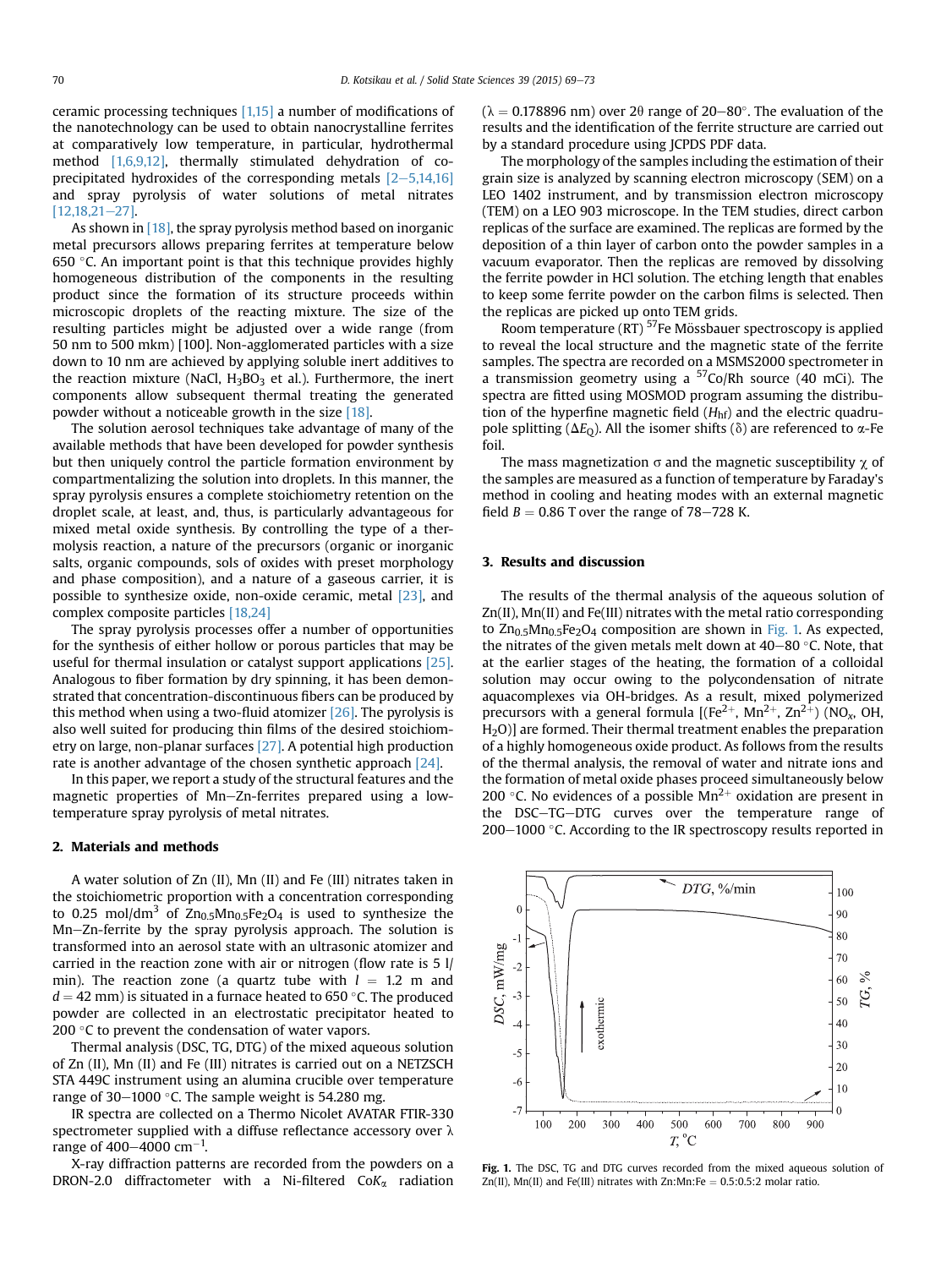ceramic processing techniques [1,15] a number of modifications of the nanotechnology can be used to obtain nanocrystalline ferrites at comparatively low temperature, in particular, hydrothermal method [1,6,9,12], thermally stimulated dehydration of co-precipitated hydroxides of the corresponding metals [2–5,14,16] and spray pyrolysis of water solutions of metal nitrates [12,18,21–27].

As shown in [18], the spray pyrolysis method based on inorganic metal precursors allows preparing ferrites at temperature below 650 °C. An important point is that this technique provides highly homogeneous distribution of the components in the resulting product since the formation of its structure proceeds within microscopic droplets of the reacting mixture. The size of the resulting particles might be adjusted over a wide range (from 50 nm to 500 mkm) [100]. Non-agglomerated particles with a size down to 10 nm are achieved by applying soluble inert additives to the reaction mixture (NaCl, $H_3BO_3$ et al.). Furthermore, the inert components allow subsequent thermal treating the generated powder without a noticeable growth in the size [18].

The solution aerosol techniques take advantage of many of the available methods that have been developed for powder synthesis but then uniquely control the particle formation environment by compartmentalizing the solution into droplets. In this manner, the spray pyrolysis ensures a complete stoichiometry retention on the droplet scale, at least, and, thus, is particularly advantageous for mixed metal oxide synthesis. By controlling the type of a thermolysis reaction, a nature of the precursors (organic or inorganic salts, organic compounds, sols of oxides with preset morphology and phase composition), and a nature of a gaseous carrier, it is possible to synthesize oxide, non-oxide ceramic, metal [23], and complex composite particles [18,24]

The spray pyrolysis processes offer a number of opportunities for the synthesis of either hollow or porous particles that may be useful for thermal insulation or catalyst support applications [25]. Analogous to fiber formation by dry spinning, it has been demonstrated that concentration-discontinuous fibers can be produced by this method when using a two-fluid atomizer [26]. The pyrolysis is also well suited for producing thin films of the desired stoichiometry on large, non-planar surfaces [27]. A potential high production rate is another advantage of the chosen synthetic approach [24].

In this paper, we report a study of the structural features and the magnetic properties of Mn–Zn-ferrites prepared using a low-temperature spray pyrolysis of metal nitrates.

## 2. Materials and methods

A water solution of Zn (II), Mn (II) and Fe (III) nitrates taken in the stoichiometric proportion with a concentration corresponding to 0.25 mol/dm$^3$ of $Zn_{0.5}Mn_{0.5}Fe_2O_4$ is used to synthesize the Mn–Zn-ferrite by the spray pyrolysis approach. The solution is transformed into an aerosol state with an ultrasonic atomizer and carried in the reaction zone with air or nitrogen (flow rate is 5 l/min). The reaction zone (a quartz tube with $l$ = 1.2 m and $d$ = 42 mm) is situated in a furnace heated to 650 °C. The produced powder are collected in an electrostatic precipitator heated to 200 °C to prevent the condensation of water vapors.

Thermal analysis (DSC, TG, DTG) of the mixed aqueous solution of Zn (II), Mn (II) and Fe (III) nitrates is carried out on a NETZSCH STA 449C instrument using an alumina crucible over temperature range of 30–1000 °C. The sample weight is 54.280 mg.

IR spectra are collected on a Thermo Nicolet AVATAR FTIR-330 spectrometer supplied with a diffuse reflectance accessory over λ range of 400–4000 cm$^{-1}$.

X-ray diffraction patterns are recorded from the powders on a DRON-2.0 diffractometer with a Ni-filtered Co$K_\alpha$ radiation (λ = 0.178896 nm) over 2θ range of 20–80°. The evaluation of the results and the identification of the ferrite structure are carried out by a standard procedure using JCPDS PDF data.

The morphology of the samples including the estimation of their grain size is analyzed by scanning electron microscopy (SEM) on a LEO 1402 instrument, and by transmission electron microscopy (TEM) on a LEO 903 microscope. In the TEM studies, direct carbon replicas of the surface are examined. The replicas are formed by the deposition of a thin layer of carbon onto the powder samples in a vacuum evaporator. Then the replicas are removed by dissolving the ferrite powder in HCl solution. The etching length that enables to keep some ferrite powder on the carbon films is selected. Then the replicas are picked up onto TEM grids.

Room temperature (RT) $^{57}$Fe Mössbauer spectroscopy is applied to reveal the local structure and the magnetic state of the ferrite samples. The spectra are recorded on a MSMS2000 spectrometer in a transmission geometry using a $^{57}$Co/Rh source (40 mCi). The spectra are fitted using MOSMOD program assuming the distribution of the hyperfine magnetic field ($H_{hf}$) and the electric quadrupole splitting ($\Delta E_Q$). All the isomer shifts (δ) are referenced to α-Fe foil.

The mass magnetization σ and the magnetic susceptibility χ of the samples are measured as a function of temperature by Faraday's method in cooling and heating modes with an external magnetic field $B$ = 0.86 T over the range of 78–728 K.

## 3. Results and discussion

The results of the thermal analysis of the aqueous solution of Zn(II), Mn(II) and Fe(III) nitrates with the metal ratio corresponding to $Zn_{0.5}Mn_{0.5}Fe_2O_4$ composition are shown in Fig. 1. As expected, the nitrates of the given metals melt down at 40–80 °C. Note, that at the earlier stages of the heating, the formation of a colloidal solution may occur owing to the polycondensation of nitrate aquacomplexes via OH-bridges. As a result, mixed polymerized precursors with a general formula [($Fe^{2+}$, $Mn^{2+}$, $Zn^{2+}$) ($NO_x$, OH, $H_2O$)] are formed. Their thermal treatment enables the preparation of a highly homogeneous oxide product. As follows from the results of the thermal analysis, the removal of water and nitrate ions and the formation of metal oxide phases proceed simultaneously below 200 °C. No evidences of a possible $Mn^{2+}$ oxidation are present in the DSC–TG–DTG curves over the temperature range of 200–1000 °C. According to the IR spectroscopy results reported in

Fig. 1. The DSC, TG and DTG curves recorded from the mixed aqueous solution of Zn(II), Mn(II) and Fe(III) nitrates with Zn:Mn:Fe = 0.5:0.5:2 molar ratio.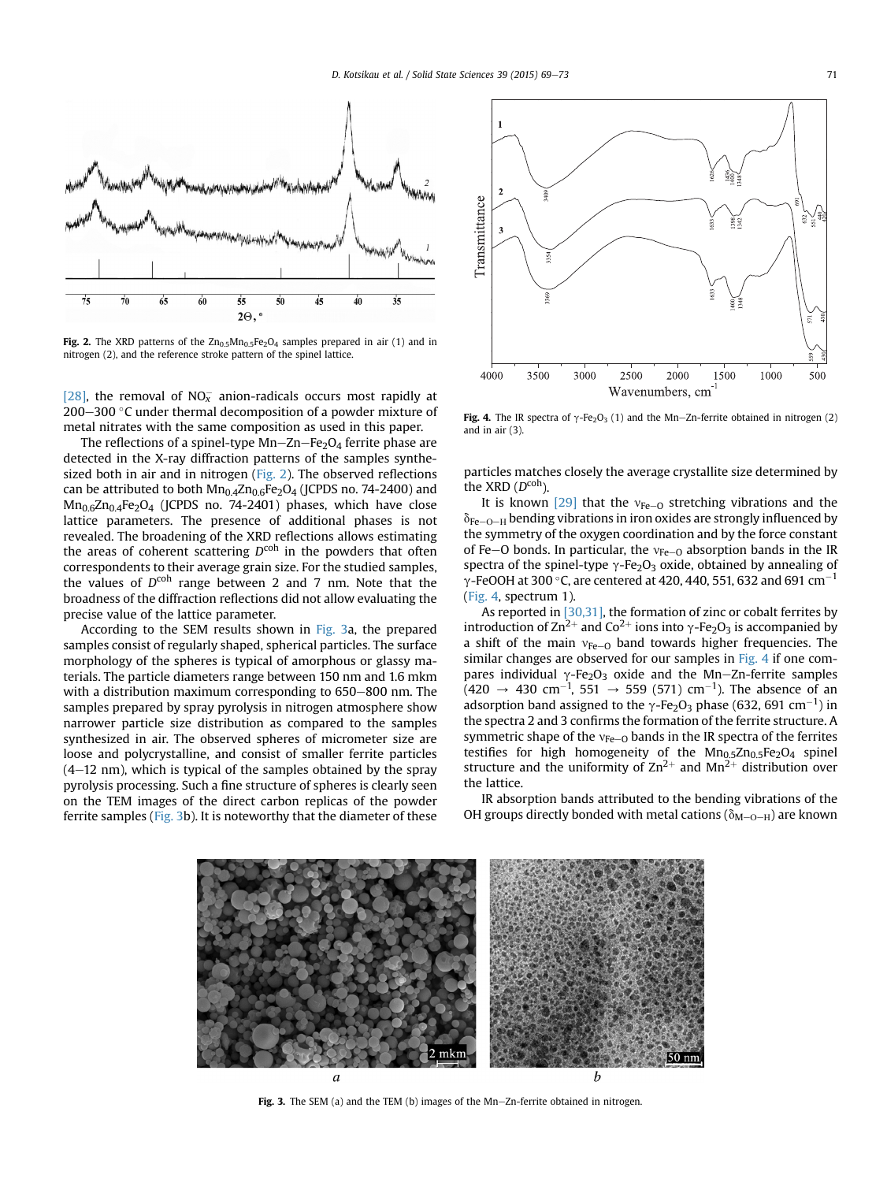[28], the removal of $NO_x^-$ anion-radicals occurs most rapidly at 200–300 °C under thermal decomposition of a powder mixture of metal nitrates with the same composition as used in this paper.

The reflections of a spinel-type Mn–Zn–$Fe_2O_4$ ferrite phase are detected in the X-ray diffraction patterns of the samples synthesized both in air and in nitrogen (Fig. 2). The observed reflections can be attributed to both $Mn_{0.4}Zn_{0.6}Fe_2O_4$ (JCPDS no. 74-2400) and $Mn_{0.6}Zn_{0.4}Fe_2O_4$ (JCPDS no. 74-2401) phases, which have close lattice parameters. The presence of additional phases is not revealed. The broadening of the XRD reflections allows estimating the areas of coherent scattering $D^{coh}$ in the powders that often correspondents to their average grain size. For the studied samples, the values of $D^{coh}$ range between 2 and 7 nm. Note that the broadness of the diffraction reflections did not allow evaluating the precise value of the lattice parameter.

**Fig. 2.** The XRD patterns of the $Zn_{0.5}Mn_{0.5}Fe_2O_4$ samples prepared in air (1) and in nitrogen (2), and the reference stroke pattern of the spinel lattice.

According to the SEM results shown in Fig. 3a, the prepared samples consist of regularly shaped, spherical particles. The surface morphology of the spheres is typical of amorphous or glassy materials. The particle diameters range between 150 nm and 1.6 mkm with a distribution maximum corresponding to 650–800 nm. The samples prepared by spray pyrolysis in nitrogen atmosphere show narrower particle size distribution as compared to the samples synthesized in air. The observed spheres of micrometer size are loose and polycrystalline, and consist of smaller ferrite particles (4–12 nm), which is typical of the samples obtained by the spray pyrolysis processing. Such a fine structure of spheres is clearly seen on the TEM images of the direct carbon replicas of the powder ferrite samples (Fig. 3b). It is noteworthy that the diameter of these particles matches closely the average crystallite size determined by the XRD ($D^{coh}$).

**Fig. 4.** The IR spectra of γ-$Fe_2O_3$ (1) and the Mn–Zn-ferrite obtained in nitrogen (2) and in air (3).

It is known [29] that the $\nu_{Fe-O}$ stretching vibrations and the $\delta_{Fe-O-H}$ bending vibrations in iron oxides are strongly influenced by the symmetry of the oxygen coordination and by the force constant of Fe–O bonds. In particular, the $\nu_{Fe-O}$ absorption bands in the IR spectra of the spinel-type γ-$Fe_2O_3$ oxide, obtained by annealing of γ-FeOOH at 300 °C, are centered at 420, 440, 551, 632 and 691 $cm^{-1}$ (Fig. 4, spectrum 1).

As reported in [30,31], the formation of zinc or cobalt ferrites by introduction of $Zn^{2+}$ and $Co^{2+}$ ions into γ-$Fe_2O_3$ is accompanied by a shift of the main $\nu_{Fe-O}$ band towards higher frequencies. The similar changes are observed for our samples in Fig. 4 if one compares individual γ-$Fe_2O_3$ oxide and the Mn–Zn-ferrite samples (420 → 430 $cm^{-1}$, 551 → 559 (571) $cm^{-1}$). The absence of an adsorption band assigned to the γ-$Fe_2O_3$ phase (632, 691 $cm^{-1}$) in the spectra 2 and 3 confirms the formation of the ferrite structure. A symmetric shape of the $\nu_{Fe-O}$ bands in the IR spectra of the ferrites testifies for high homogeneity of the $Mn_{0.5}Zn_{0.5}Fe_2O_4$ spinel structure and the uniformity of $Zn^{2+}$ and $Mn^{2+}$ distribution over the lattice.

IR absorption bands attributed to the bending vibrations of the OH groups directly bonded with metal cations ($\delta_{M-O-H}$) are known

**Fig. 3.** The SEM (a) and the TEM (b) images of the Mn–Zn-ferrite obtained in nitrogen.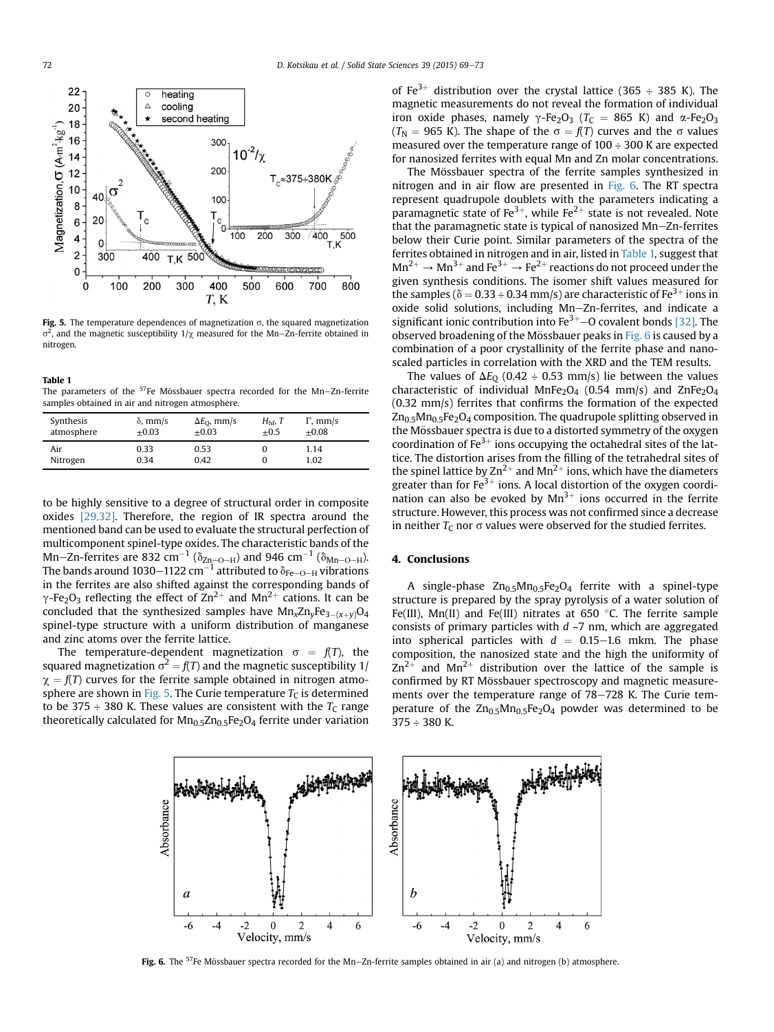Fig. 5. The temperature dependences of magnetization σ, the squared magnetization $\sigma^2$, and the magnetic susceptibility $1/\chi$ measured for the Mn–Zn-ferrite obtained in nitrogen.

**Table 1**
The parameters of the $^{57}$Fe Mössbauer spectra recorded for the Mn–Zn-ferrite samples obtained in air and nitrogen atmosphere.

| Synthesis atmosphere | δ, mm/s ±0.03 | $\Delta E_Q$, mm/s ±0.03 | $H_{hf}$, T ±0.5 | Γ, mm/s ±0.08 |
|---|---|---|---|---|
| Air | 0.33 | 0.53 | 0 | 1.14 |
| Nitrogen | 0.34 | 0.42 | 0 | 1.02 |

to be highly sensitive to a degree of structural order in composite oxides [29,32]. Therefore, the region of IR spectra around the mentioned band can be used to evaluate the structural perfection of multicomponent spinel-type oxides. The characteristic bands of the Mn–Zn-ferrites are 832 cm$^{-1}$ ($\delta_{Zn-O-H}$) and 946 cm$^{-1}$ ($\delta_{Mn-O-H}$). The bands around 1030–1122 cm$^{-1}$ attributed to $\delta_{Fe-O-H}$ vibrations in the ferrites are also shifted against the corresponding bands of γ-$Fe_2O_3$ reflecting the effect of $Zn^{2+}$ and $Mn^{2+}$ cations. It can be concluded that the synthesized samples have $Mn_xZn_yFe_{3-(x+y)}O_4$ spinel-type structure with a uniform distribution of manganese and zinc atoms over the ferrite lattice.

The temperature-dependent magnetization $\sigma = f(T)$, the squared magnetization $\sigma^2 = f(T)$ and the magnetic susceptibility $1/\chi = f(T)$ curves for the ferrite sample obtained in nitrogen atmosphere are shown in Fig. 5. The Curie temperature $T_C$ is determined to be 375 ÷ 380 K. These values are consistent with the $T_C$ range theoretically calculated for $Mn_{0.5}Zn_{0.5}Fe_2O_4$ ferrite under variation of $Fe^{3+}$ distribution over the crystal lattice (365 ÷ 385 K). The magnetic measurements do not reveal the formation of individual iron oxide phases, namely γ-$Fe_2O_3$ ($T_C$ = 865 K) and α-$Fe_2O_3$ ($T_N$ = 965 K). The shape of the $\sigma = f(T)$ curves and the σ values measured over the temperature range of 100 ÷ 300 K are expected for nanosized ferrites with equal Mn and Zn molar concentrations.

The Mössbauer spectra of the ferrite samples synthesized in nitrogen and in air flow are presented in Fig. 6. The RT spectra represent quadrupole doublets with the parameters indicating a paramagnetic state of $Fe^{3+}$, while $Fe^{2+}$ state is not revealed. Note that the paramagnetic state is typical of nanosized Mn–Zn-ferrites below their Curie point. Similar parameters of the spectra of the ferrites obtained in nitrogen and in air, listed in Table 1, suggest that $Mn^{2+} \rightarrow Mn^{3+}$ and $Fe^{3+} \rightarrow Fe^{2+}$ reactions do not proceed under the given synthesis conditions. The isomer shift values measured for the samples (δ = 0.33 ÷ 0.34 mm/s) are characteristic of $Fe^{3+}$ ions in oxide solid solutions, including Mn–Zn-ferrites, and indicate a significant ionic contribution into $Fe^{3+}$–O covalent bonds [32]. The observed broadening of the Mössbauer peaks in Fig. 6 is caused by a combination of a poor crystallinity of the ferrite phase and nanoscaled particles in correlation with the XRD and the TEM results.

The values of $\Delta E_Q$ (0.42 ÷ 0.53 mm/s) lie between the values characteristic of individual $MnFe_2O_4$ (0.54 mm/s) and $ZnFe_2O_4$ (0.32 mm/s) ferrites that confirms the formation of the expected $Zn_{0.5}Mn_{0.5}Fe_2O_4$ composition. The quadrupole splitting observed in the Mössbauer spectra is due to a distorted symmetry of the oxygen coordination of $Fe^{3+}$ ions occupying the octahedral sites of the lattice. The distortion arises from the filling of the tetrahedral sites of the spinel lattice by $Zn^{2+}$ and $Mn^{2+}$ ions, which have the diameters greater than for $Fe^{3+}$ ions. A local distortion of the oxygen coordination can also be evoked by $Mn^{3+}$ ions occurred in the ferrite structure. However, this process was not confirmed since a decrease in neither $T_C$ nor σ values were observed for the studied ferrites.

## 4. Conclusions

A single-phase $Zn_{0.5}Mn_{0.5}Fe_2O_4$ ferrite with a spinel-type structure is prepared by the spray pyrolysis of a water solution of Fe(III), Mn(II) and Fe(III) nitrates at 650 °C. The ferrite sample consists of primary particles with $d$ ~7 nm, which are aggregated into spherical particles with $d$ = 0.15–1.6 mkm. The phase composition, the nanosized state and the high uniformity of $Zn^{2+}$ and $Mn^{2+}$ distribution over the lattice of the sample is confirmed by RT Mössbauer spectroscopy and magnetic measurements over the temperature range of 78–728 K. The Curie temperature of the $Zn_{0.5}Mn_{0.5}Fe_2O_4$ powder was determined to be 375 ÷ 380 K.

Fig. 6. The $^{57}$Fe Mössbauer spectra recorded for the Mn–Zn-ferrite samples obtained in air (a) and nitrogen (b) atmosphere.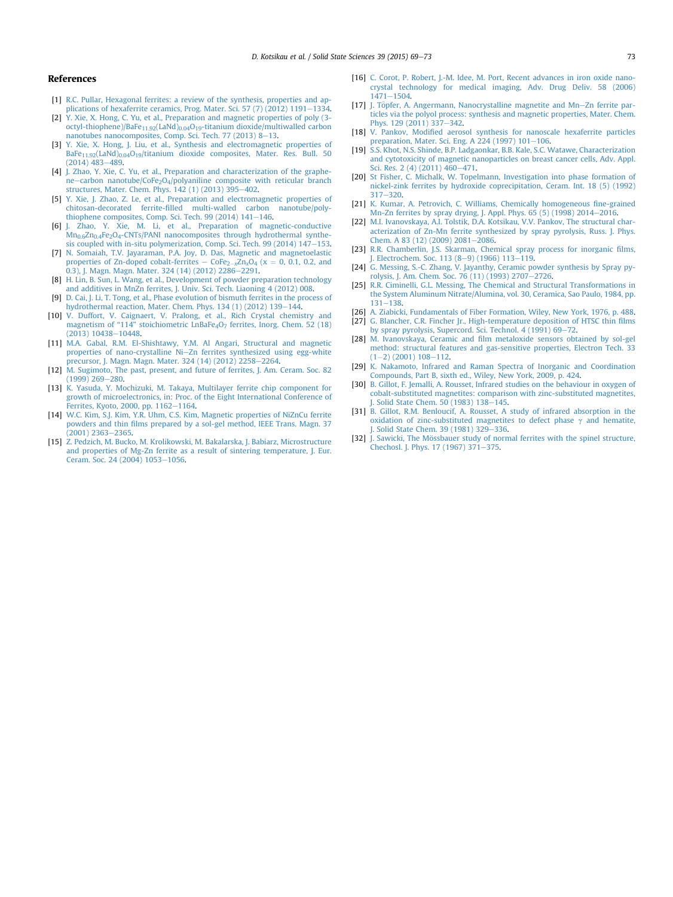## References

[1] R.C. Pullar, Hexagonal ferrites: a review of the synthesis, properties and applications of hexaferrite ceramics, Prog. Mater. Sci. 57 (7) (2012) 1191–1334.

[2] Y. Xie, X. Hong, C. Yu, et al., Preparation and magnetic properties of poly (3-octyl-thiophene)/$BaFe_{11.92}(LaNd)_{0.04}O_{19}$-titanium dioxide/multiwalled carbon nanotubes nanocomposites, Comp. Sci. Tech. 77 (2013) 8–13.

[3] Y. Xie, X. Hong, J. Liu, et al., Synthesis and electromagnetic properties of $BaFe_{11.92}(LaNd)_{0.04}O_{19}$/titanium dioxide composites, Mater. Res. Bull. 50 (2014) 483–489.

[4] J. Zhao, Y. Xie, C. Yu, et al., Preparation and characterization of the graphene–carbon nanotube/$CoFe_2O_4$/polyaniline composite with reticular branch structures, Mater. Chem. Phys. 142 (1) (2013) 395–402.

[5] Y. Xie, J. Zhao, Z. Le, et al., Preparation and electromagnetic properties of chitosan-decorated ferrite-filled multi-walled carbon nanotube/polythiophene composites, Comp. Sci. Tech. 99 (2014) 141–146.

[6] J. Zhao, Y. Xie, M. Li, et al., Preparation of magnetic-conductive $Mn_{0.6}Zn_{0.4}Fe_2O_4$-CNTs/PANI nanocomposites through hydrothermal synthesis coupled with in-situ polymerization, Comp. Sci. Tech. 99 (2014) 147–153.

[7] N. Somaiah, T.V. Jayaraman, P.A. Joy, D. Das, Magnetic and magnetoelastic properties of Zn-doped cobalt-ferrites – $CoFe_{2-x}Zn_xO_4$ ($x$ = 0, 0.1, 0.2, and 0.3), J. Magn. Magn. Mater. 324 (14) (2012) 2286–2291.

[8] H. Lin, B. Sun, L. Wang, et al., Development of powder preparation technology and additives in MnZn ferrites, J. Univ. Sci. Tech. Liaoning 4 (2012) 008.

[9] D. Cai, J. Li, T. Tong, et al., Phase evolution of bismuth ferrites in the process of hydrothermal reaction, Mater. Chem. Phys. 134 (1) (2012) 139–144.

[10] V. Duffort, V. Caignaert, V. Pralong, et al., Rich Crystal chemistry and magnetism of "114" stoichiometric $LnBaFe_4O_7$ ferrites, Inorg. Chem. 52 (18) (2013) 10438–10448.

[11] M.A. Gabal, R.M. El-Shishtawy, Y.M. Al Angari, Structural and magnetic properties of nano-crystalline Ni–Zn ferrites synthesized using egg-white precursor, J. Magn. Magn. Mater. 324 (14) (2012) 2258–2264.

[12] M. Sugimoto, The past, present, and future of ferrites, J. Am. Ceram. Soc. 82 (1999) 269–280.

[13] K. Yasuda, Y. Mochizuki, M. Takaya, Multilayer ferrite chip component for growth of microelectronics, in: Proc. of the Eight International Conference of Ferrites, Kyoto, 2000, pp. 1162–1164.

[14] W.C. Kim, S.J. Kim, Y.R. Uhm, C.S. Kim, Magnetic properties of NiZnCu ferrite powders and thin films prepared by a sol-gel method, IEEE Trans. Magn. 37 (2001) 2363–2365.

[15] Z. Pedzich, M. Bucko, M. Krolikowski, M. Bakalarska, J. Babiarz, Microstructure and properties of Mg-Zn ferrite as a result of sintering temperature, J. Eur. Ceram. Soc. 24 (2004) 1053–1056.

[16] C. Corot, P. Robert, J.-M. Idee, M. Port, Recent advances in iron oxide nanocrystal technology for medical imaging, Adv. Drug Deliv. 58 (2006) 1471–1504.

[17] J. Töpfer, A. Angermann, Nanocrystalline magnetite and Mn–Zn ferrite particles via the polyol process: synthesis and magnetic properties, Mater. Chem. Phys. 129 (2011) 337–342.

[18] V. Pankov, Modified aerosol synthesis for nanoscale hexaferrite particles preparation, Mater. Sci. Eng. A 224 (1997) 101–106.

[19] S.S. Khot, N.S. Shinde, B.P. Ladgaonkar, B.B. Kale, S.C. Watawe, Characterization and cytotoxicity of magnetic nanoparticles on breast cancer cells, Adv. Appl. Sci. Res. 2 (4) (2011) 460–471.

[20] St Fisher, C. Michalk, W. Topelmann, Investigation into phase formation of nickel-zink ferrites by hydroxide coprecipitation, Ceram. Int. 18 (5) (1992) 317–320.

[21] K. Kumar, A. Petrovich, C. Williams, Chemically homogeneous fine-grained Mn-Zn ferrites by spray drying, J. Appl. Phys. 65 (5) (1998) 2014–2016.

[22] M.I. Ivanovskaya, A.I. Tolstik, D.A. Kotsikau, V.V. Pankov, The structural characterization of Zn-Mn ferrite synthesized by spray pyrolysis, Russ. J. Phys. Chem. A 83 (12) (2009) 2081–2086.

[23] R.R. Chamberlin, J.S. Skarman, Chemical spray process for inorganic films, J. Electrochem. Soc. 113 (8–9) (1966) 113–119.

[24] G. Messing, S.-C. Zhang, V. Jayanthy, Ceramic powder synthesis by Spray pyrolysis, J. Am. Chem. Soc. 76 (11) (1993) 2707–2726.

[25] R.R. Ciminelli, G.L. Messing, The Chemical and Structural Transformations in the System Aluminum Nitrate/Alumina, vol. 30, Ceramica, Sao Paulo, 1984, pp. 131–138.

[26] A. Ziabicki, Fundamentals of Fiber Formation, Wiley, New York, 1976, p. 488.

[27] G. Blancher, C.R. Fincher Jr., High-temperature deposition of HTSC thin films by spray pyrolysis, Supercord. Sci. Technol. 4 (1991) 69–72.

[28] M. Ivanovskaya, Ceramic and film metaloxide sensors obtained by sol-gel method: structural features and gas-sensitive properties, Electron Tech. 33 (1–2) (2001) 108–112.

[29] K. Nakamoto, Infrared and Raman Spectra of Inorganic and Coordination Compounds, Part B, sixth ed., Wiley, New York, 2009, p. 424.

[30] B. Gillot, F. Jemalli, A. Rousset, Infrared studies on the behaviour in oxygen of cobalt-substituted magnetites: comparison with zinc-substituted magnetites, J. Solid State Chem. 50 (1983) 138–145.

[31] B. Gillot, R.M. Benloucif, A. Rousset, A study of infrared absorption in the oxidation of zinc-substituted magnetites to defect phase $\gamma$ and hematite, J. Solid State Chem. 39 (1981) 329–336.

[32] J. Sawicki, The Mössbauer study of normal ferrites with the spinel structure, Chechosl. J. Phys. 17 (1967) 371–375.